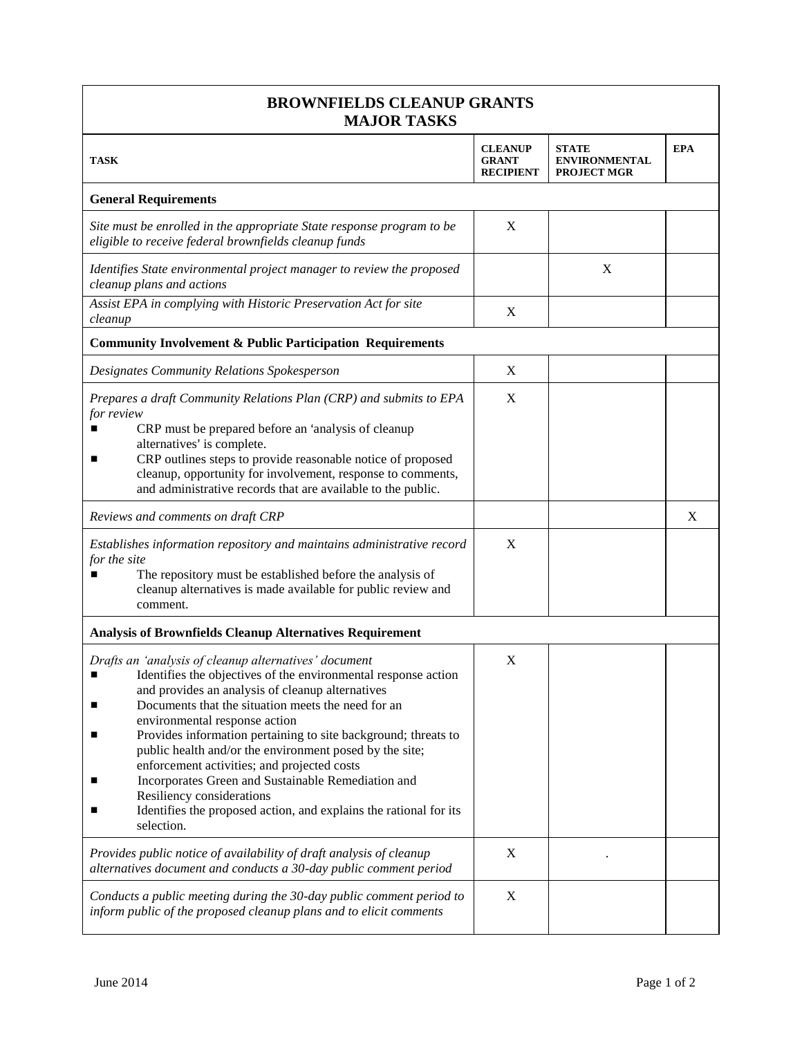| **BROWNFIELDS CLEANUP GRANTS MAJOR TASKS** | | | |
|---|---|---|---|
| **TASK** | **CLEANUP GRANT RECIPIENT** | **STATE ENVIRONMENTAL PROJECT MGR** | **EPA** |
| **General Requirements** | | | |
| *Site must be enrolled in the appropriate State response program to be eligible to receive federal brownfields cleanup funds* | X | | |
| *Identifies State environmental project manager to review the proposed cleanup plans and actions* | | X | |
| *Assist EPA in complying with Historic Preservation Act for site cleanup* | X | | |
| **Community Involvement & Public Participation Requirements** | | | |
| *Designates Community Relations Spokesperson* | X | | |
| *Prepares a draft Community Relations Plan (CRP) and submits to EPA for review*<br>■ CRP must be prepared before an 'analysis of cleanup alternatives' is complete.<br>■ CRP outlines steps to provide reasonable notice of proposed cleanup, opportunity for involvement, response to comments, and administrative records that are available to the public. | X | | |
| *Reviews and comments on draft CRP* | | | X |
| *Establishes information repository and maintains administrative record for the site*<br>■ The repository must be established before the analysis of cleanup alternatives is made available for public review and comment. | X | | |
| **Analysis of Brownfields Cleanup Alternatives Requirement** | | | |
| *Drafts an 'analysis of cleanup alternatives' document*<br>■ Identifies the objectives of the environmental response action and provides an analysis of cleanup alternatives<br>■ Documents that the situation meets the need for an environmental response action<br>■ Provides information pertaining to site background; threats to public health and/or the environment posed by the site; enforcement activities; and projected costs<br>■ Incorporates Green and Sustainable Remediation and Resiliency considerations<br>■ Identifies the proposed action, and explains the rational for its selection. | X | | |
| *Provides public notice of availability of draft analysis of cleanup alternatives document and conducts a 30-day public comment period* | X | . | |
| *Conducts a public meeting during the 30-day public comment period to inform public of the proposed cleanup plans and to elicit comments* | X | | |

June 2014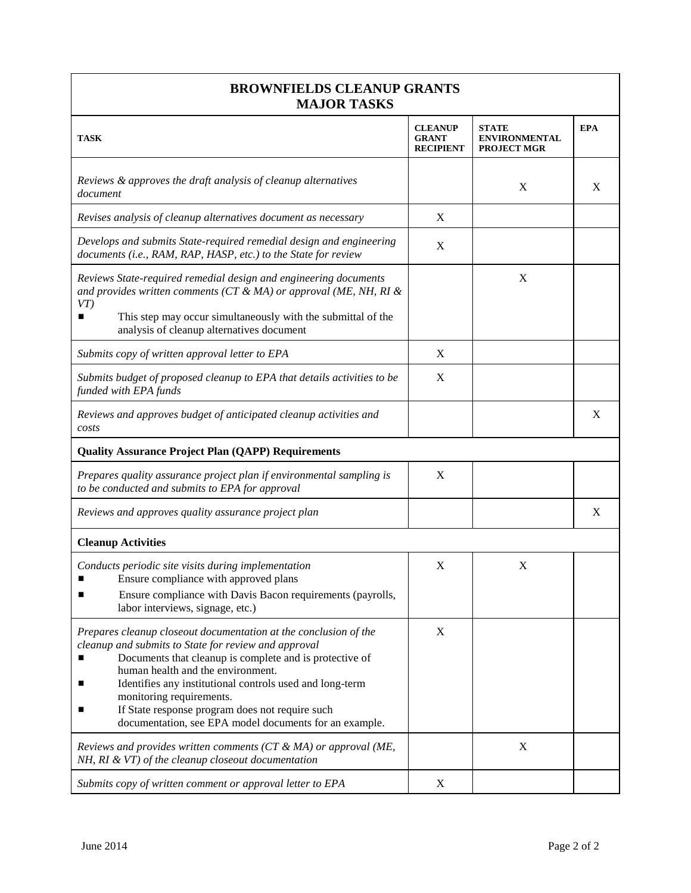| BROWNFIELDS CLEANUP GRANTS MAJOR TASKS | | | |
|---|---|---|---|
| **TASK** | **CLEANUP GRANT RECIPIENT** | **STATE ENVIRONMENTAL PROJECT MGR** | **EPA** |
| *Reviews & approves the draft analysis of cleanup alternatives document* | | X | X |
| *Revises analysis of cleanup alternatives document as necessary* | X | | |
| *Develops and submits State-required remedial design and engineering documents (i.e., RAM, RAP, HASP, etc.) to the State for review* | X | | |
| *Reviews State-required remedial design and engineering documents and provides written comments (CT & MA) or approval (ME, NH, RI & VT)*<br>■ This step may occur simultaneously with the submittal of the analysis of cleanup alternatives document | | X | |
| *Submits copy of written approval letter to EPA* | X | | |
| *Submits budget of proposed cleanup to EPA that details activities to be funded with EPA funds* | X | | |
| *Reviews and approves budget of anticipated cleanup activities and costs* | | | X |
| **Quality Assurance Project Plan (QAPP) Requirements** | | | |
| *Prepares quality assurance project plan if environmental sampling is to be conducted and submits to EPA for approval* | X | | |
| *Reviews and approves quality assurance project plan* | | | X |
| **Cleanup Activities** | | | |
| *Conducts periodic site visits during implementation*<br>■ Ensure compliance with approved plans<br>■ Ensure compliance with Davis Bacon requirements (payrolls, labor interviews, signage, etc.) | X | X | |
| *Prepares cleanup closeout documentation at the conclusion of the cleanup and submits to State for review and approval*<br>■ Documents that cleanup is complete and is protective of human health and the environment.<br>■ Identifies any institutional controls used and long-term monitoring requirements.<br>■ If State response program does not require such documentation, see EPA model documents for an example. | X | | |
| *Reviews and provides written comments (CT & MA) or approval (ME, NH, RI & VT) of the cleanup closeout documentation* | | X | |
| *Submits copy of written comment or approval letter to EPA* | X | | |

June 2014